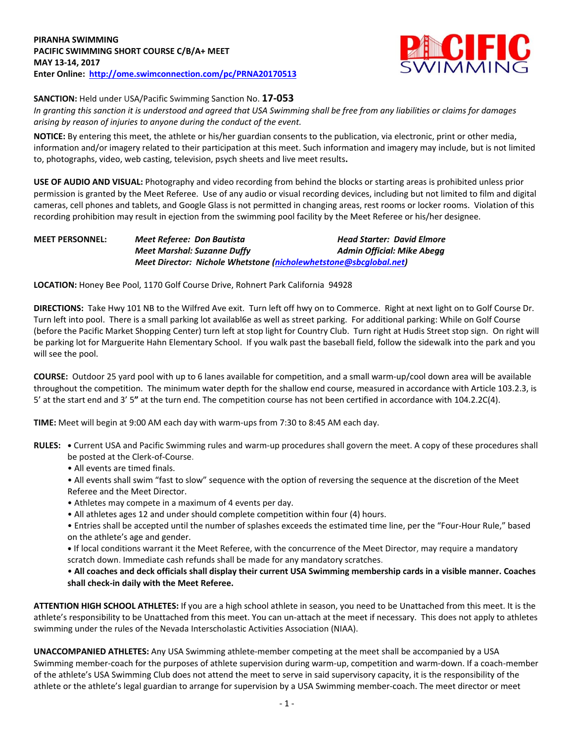**PIRANHA SWIMMING**
**PACIFIC SWIMMING SHORT COURSE C/B/A+ MEET**
**MAY 13-14, 2017**
**Enter Online: http://ome.swimconnection.com/pc/PRNA20170513**

**SANCTION:** Held under USA/Pacific Swimming Sanction No. **17-053**

*In granting this sanction it is understood and agreed that USA Swimming shall be free from any liabilities or claims for damages arising by reason of injuries to anyone during the conduct of the event.*

**NOTICE:** By entering this meet, the athlete or his/her guardian consents to the publication, via electronic, print or other media, information and/or imagery related to their participation at this meet. Such information and imagery may include, but is not limited to, photographs, video, web casting, television, psych sheets and live meet results**.**

**USE OF AUDIO AND VISUAL:** Photography and video recording from behind the blocks or starting areas is prohibited unless prior permission is granted by the Meet Referee. Use of any audio or visual recording devices, including but not limited to film and digital cameras, cell phones and tablets, and Google Glass is not permitted in changing areas, rest rooms or locker rooms. Violation of this recording prohibition may result in ejection from the swimming pool facility by the Meet Referee or his/her designee.

**MEET PERSONNEL:**
***Meet Referee: Don Bautista*** — ***Head Starter: David Elmore***
***Meet Marshal: Suzanne Duffy*** — ***Admin Official: Mike Abegg***
***Meet Director: Nichole Whetstone (nicholewhetstone@sbcglobal.net)***

**LOCATION:** Honey Bee Pool, 1170 Golf Course Drive, Rohnert Park California 94928

**DIRECTIONS:** Take Hwy 101 NB to the Wilfred Ave exit. Turn left off hwy on to Commerce. Right at next light on to Golf Course Dr. Turn left into pool. There is a small parking lot availabl6e as well as street parking. For additional parking: While on Golf Course (before the Pacific Market Shopping Center) turn left at stop light for Country Club. Turn right at Hudis Street stop sign. On right will be parking lot for Marguerite Hahn Elementary School. If you walk past the baseball field, follow the sidewalk into the park and you will see the pool.

**COURSE:** Outdoor 25 yard pool with up to 6 lanes available for competition, and a small warm-up/cool down area will be available throughout the competition. The minimum water depth for the shallow end course, measured in accordance with Article 103.2.3, is 5' at the start end and 3' 5**"** at the turn end. The competition course has not been certified in accordance with 104.2.2C(4).

**TIME:** Meet will begin at 9:00 AM each day with warm-ups from 7:30 to 8:45 AM each day.

**RULES:**

- Current USA and Pacific Swimming rules and warm-up procedures shall govern the meet. A copy of these procedures shall be posted at the Clerk-of-Course.
- All events are timed finals.
- All events shall swim "fast to slow" sequence with the option of reversing the sequence at the discretion of the Meet Referee and the Meet Director.
- Athletes may compete in a maximum of 4 events per day.
- All athletes ages 12 and under should complete competition within four (4) hours.
- Entries shall be accepted until the number of splashes exceeds the estimated time line, per the "Four-Hour Rule," based on the athlete's age and gender.
- If local conditions warrant it the Meet Referee, with the concurrence of the Meet Director, may require a mandatory scratch down. Immediate cash refunds shall be made for any mandatory scratches.
- **All coaches and deck officials shall display their current USA Swimming membership cards in a visible manner. Coaches shall check-in daily with the Meet Referee.**

**ATTENTION HIGH SCHOOL ATHLETES:** If you are a high school athlete in season, you need to be Unattached from this meet. It is the athlete's responsibility to be Unattached from this meet. You can un-attach at the meet if necessary. This does not apply to athletes swimming under the rules of the Nevada Interscholastic Activities Association (NIAA).

**UNACCOMPANIED ATHLETES:** Any USA Swimming athlete-member competing at the meet shall be accompanied by a USA Swimming member-coach for the purposes of athlete supervision during warm-up, competition and warm-down. If a coach-member of the athlete's USA Swimming Club does not attend the meet to serve in said supervisory capacity, it is the responsibility of the athlete or the athlete's legal guardian to arrange for supervision by a USA Swimming member-coach. The meet director or meet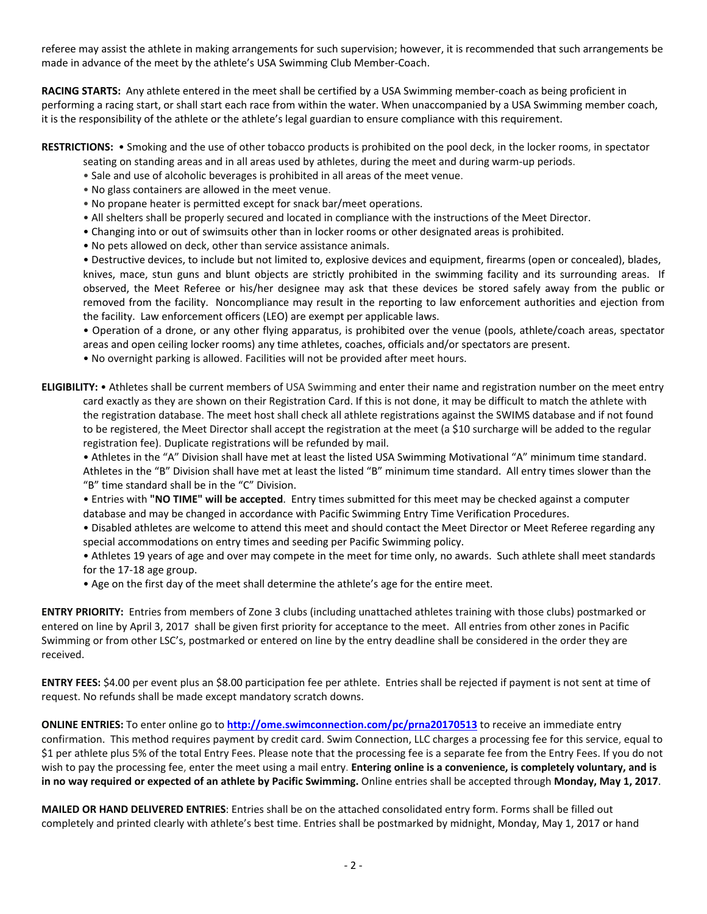referee may assist the athlete in making arrangements for such supervision; however, it is recommended that such arrangements be made in advance of the meet by the athlete's USA Swimming Club Member-Coach.

**RACING STARTS:** Any athlete entered in the meet shall be certified by a USA Swimming member-coach as being proficient in performing a racing start, or shall start each race from within the water. When unaccompanied by a USA Swimming member coach, it is the responsibility of the athlete or the athlete's legal guardian to ensure compliance with this requirement.

**RESTRICTIONS:** • Smoking and the use of other tobacco products is prohibited on the pool deck, in the locker rooms, in spectator seating on standing areas and in all areas used by athletes, during the meet and during warm-up periods.

- Sale and use of alcoholic beverages is prohibited in all areas of the meet venue.
- No glass containers are allowed in the meet venue.
- No propane heater is permitted except for snack bar/meet operations.
- All shelters shall be properly secured and located in compliance with the instructions of the Meet Director.
- Changing into or out of swimsuits other than in locker rooms or other designated areas is prohibited.
- No pets allowed on deck, other than service assistance animals.
- Destructive devices, to include but not limited to, explosive devices and equipment, firearms (open or concealed), blades, knives, mace, stun guns and blunt objects are strictly prohibited in the swimming facility and its surrounding areas. If observed, the Meet Referee or his/her designee may ask that these devices be stored safely away from the public or removed from the facility. Noncompliance may result in the reporting to law enforcement authorities and ejection from the facility. Law enforcement officers (LEO) are exempt per applicable laws.
- Operation of a drone, or any other flying apparatus, is prohibited over the venue (pools, athlete/coach areas, spectator areas and open ceiling locker rooms) any time athletes, coaches, officials and/or spectators are present.
- No overnight parking is allowed. Facilities will not be provided after meet hours.

**ELIGIBILITY:** • Athletes shall be current members of USA Swimming and enter their name and registration number on the meet entry card exactly as they are shown on their Registration Card. If this is not done, it may be difficult to match the athlete with the registration database. The meet host shall check all athlete registrations against the SWIMS database and if not found to be registered, the Meet Director shall accept the registration at the meet (a $10 surcharge will be added to the regular registration fee). Duplicate registrations will be refunded by mail.

- Athletes in the "A" Division shall have met at least the listed USA Swimming Motivational "A" minimum time standard. Athletes in the "B" Division shall have met at least the listed "B" minimum time standard. All entry times slower than the "B" time standard shall be in the "C" Division.
- Entries with **"NO TIME" will be accepted**. Entry times submitted for this meet may be checked against a computer database and may be changed in accordance with Pacific Swimming Entry Time Verification Procedures.
- Disabled athletes are welcome to attend this meet and should contact the Meet Director or Meet Referee regarding any special accommodations on entry times and seeding per Pacific Swimming policy.
- Athletes 19 years of age and over may compete in the meet for time only, no awards. Such athlete shall meet standards for the 17-18 age group.
- Age on the first day of the meet shall determine the athlete's age for the entire meet.

**ENTRY PRIORITY:** Entries from members of Zone 3 clubs (including unattached athletes training with those clubs) postmarked or entered on line by April 3, 2017 shall be given first priority for acceptance to the meet. All entries from other zones in Pacific Swimming or from other LSC's, postmarked or entered on line by the entry deadline shall be considered in the order they are received.

**ENTRY FEES:** $4.00 per event plus an $8.00 participation fee per athlete. Entries shall be rejected if payment is not sent at time of request. No refunds shall be made except mandatory scratch downs.

**ONLINE ENTRIES:** To enter online go to **http://ome.swimconnection.com/pc/prna20170513** to receive an immediate entry confirmation. This method requires payment by credit card. Swim Connection, LLC charges a processing fee for this service, equal to $1 per athlete plus 5% of the total Entry Fees. Please note that the processing fee is a separate fee from the Entry Fees. If you do not wish to pay the processing fee, enter the meet using a mail entry. **Entering online is a convenience, is completely voluntary, and is in no way required or expected of an athlete by Pacific Swimming.** Online entries shall be accepted through **Monday, May 1, 2017**.

**MAILED OR HAND DELIVERED ENTRIES**: Entries shall be on the attached consolidated entry form. Forms shall be filled out completely and printed clearly with athlete's best time. Entries shall be postmarked by midnight, Monday, May 1, 2017 or hand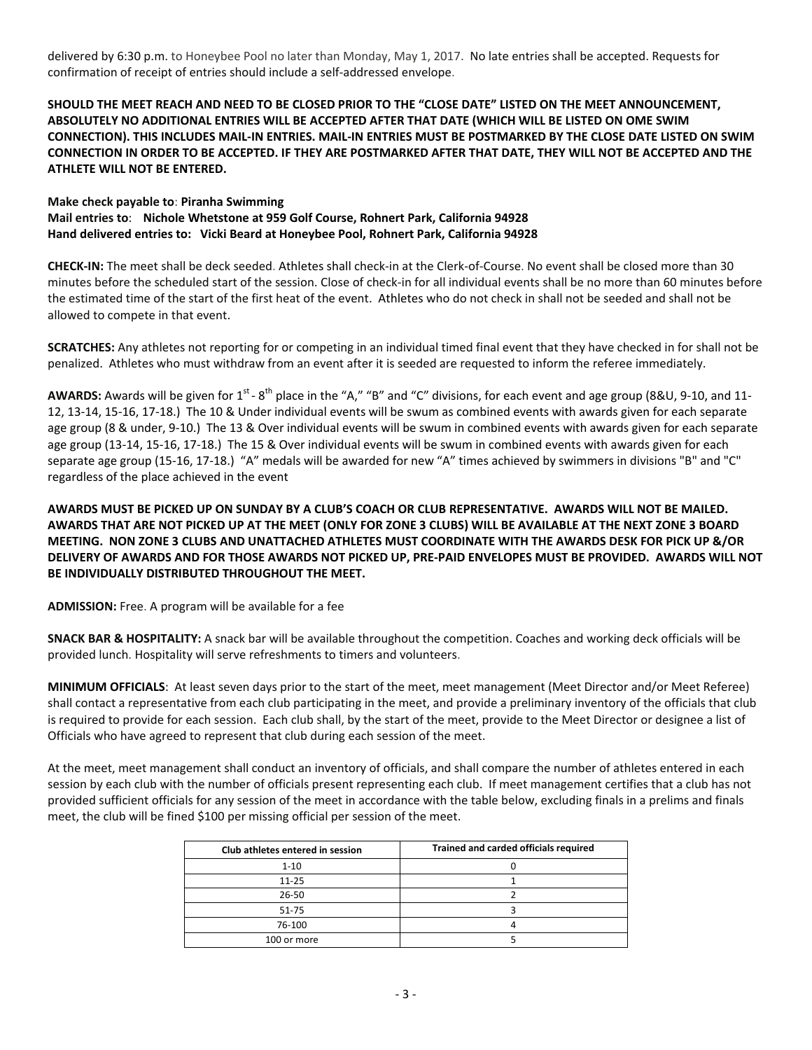delivered by 6:30 p.m. to Honeybee Pool no later than Monday, May 1, 2017. No late entries shall be accepted. Requests for confirmation of receipt of entries should include a self-addressed envelope.

**SHOULD THE MEET REACH AND NEED TO BE CLOSED PRIOR TO THE "CLOSE DATE" LISTED ON THE MEET ANNOUNCEMENT, ABSOLUTELY NO ADDITIONAL ENTRIES WILL BE ACCEPTED AFTER THAT DATE (WHICH WILL BE LISTED ON OME SWIM CONNECTION). THIS INCLUDES MAIL-IN ENTRIES. MAIL-IN ENTRIES MUST BE POSTMARKED BY THE CLOSE DATE LISTED ON SWIM CONNECTION IN ORDER TO BE ACCEPTED. IF THEY ARE POSTMARKED AFTER THAT DATE, THEY WILL NOT BE ACCEPTED AND THE ATHLETE WILL NOT BE ENTERED.**

**Make check payable to**: **Piranha Swimming**
**Mail entries to**: **Nichole Whetstone at 959 Golf Course, Rohnert Park, California 94928**
**Hand delivered entries to: Vicki Beard at Honeybee Pool, Rohnert Park, California 94928**

**CHECK-IN:** The meet shall be deck seeded. Athletes shall check-in at the Clerk-of-Course. No event shall be closed more than 30 minutes before the scheduled start of the session. Close of check-in for all individual events shall be no more than 60 minutes before the estimated time of the start of the first heat of the event. Athletes who do not check in shall not be seeded and shall not be allowed to compete in that event.

**SCRATCHES:** Any athletes not reporting for or competing in an individual timed final event that they have checked in for shall not be penalized. Athletes who must withdraw from an event after it is seeded are requested to inform the referee immediately.

**AWARDS:** Awards will be given for 1st - 8th place in the "A," "B" and "C" divisions, for each event and age group (8&U, 9-10, and 11-12, 13-14, 15-16, 17-18.) The 10 & Under individual events will be swum as combined events with awards given for each separate age group (8 & under, 9-10.) The 13 & Over individual events will be swum in combined events with awards given for each separate age group (13-14, 15-16, 17-18.) The 15 & Over individual events will be swum in combined events with awards given for each separate age group (15-16, 17-18.) "A" medals will be awarded for new "A" times achieved by swimmers in divisions "B" and "C" regardless of the place achieved in the event

**AWARDS MUST BE PICKED UP ON SUNDAY BY A CLUB'S COACH OR CLUB REPRESENTATIVE. AWARDS WILL NOT BE MAILED. AWARDS THAT ARE NOT PICKED UP AT THE MEET (ONLY FOR ZONE 3 CLUBS) WILL BE AVAILABLE AT THE NEXT ZONE 3 BOARD MEETING. NON ZONE 3 CLUBS AND UNATTACHED ATHLETES MUST COORDINATE WITH THE AWARDS DESK FOR PICK UP &/OR DELIVERY OF AWARDS AND FOR THOSE AWARDS NOT PICKED UP, PRE-PAID ENVELOPES MUST BE PROVIDED. AWARDS WILL NOT BE INDIVIDUALLY DISTRIBUTED THROUGHOUT THE MEET.**

**ADMISSION:** Free. A program will be available for a fee

**SNACK BAR & HOSPITALITY:** A snack bar will be available throughout the competition. Coaches and working deck officials will be provided lunch. Hospitality will serve refreshments to timers and volunteers.

**MINIMUM OFFICIALS**: At least seven days prior to the start of the meet, meet management (Meet Director and/or Meet Referee) shall contact a representative from each club participating in the meet, and provide a preliminary inventory of the officials that club is required to provide for each session. Each club shall, by the start of the meet, provide to the Meet Director or designee a list of Officials who have agreed to represent that club during each session of the meet.

At the meet, meet management shall conduct an inventory of officials, and shall compare the number of athletes entered in each session by each club with the number of officials present representing each club. If meet management certifies that a club has not provided sufficient officials for any session of the meet in accordance with the table below, excluding finals in a prelims and finals meet, the club will be fined $100 per missing official per session of the meet.

| Club athletes entered in session | Trained and carded officials required |
|---|---|
| 1-10 | 0 |
| 11-25 | 1 |
| 26-50 | 2 |
| 51-75 | 3 |
| 76-100 | 4 |
| 100 or more | 5 |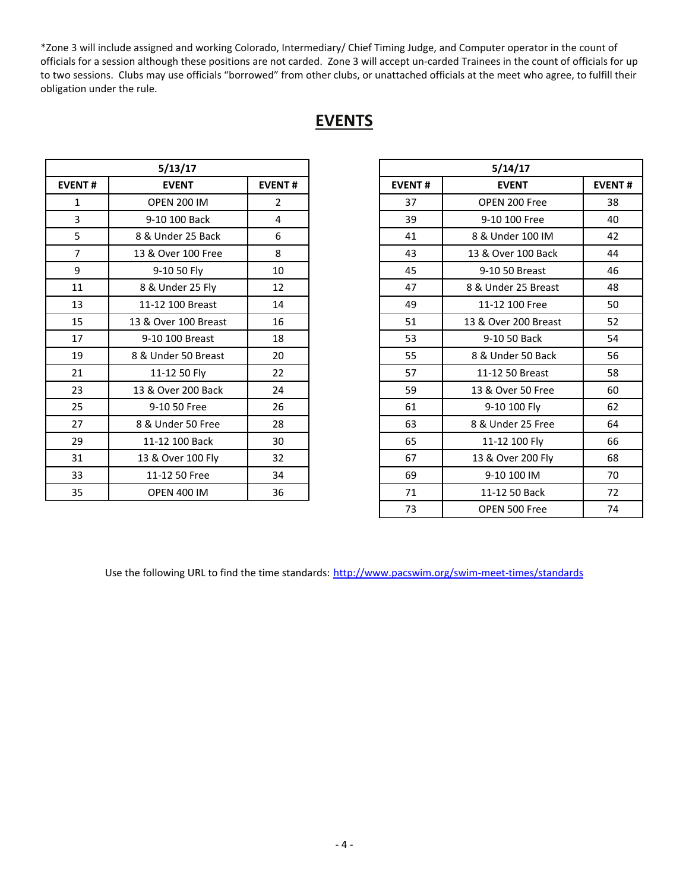*Zone 3 will include assigned and working Colorado, Intermediary/ Chief Timing Judge, and Computer operator in the count of officials for a session although these positions are not carded. Zone 3 will accept un-carded Trainees in the count of officials for up to two sessions. Clubs may use officials "borrowed" from other clubs, or unattached officials at the meet who agree, to fulfill their obligation under the rule.

## EVENTS

| 5/13/17 | | |
|---|---|---|
| **EVENT #** | **EVENT** | **EVENT #** |
| 1 | OPEN 200 IM | 2 |
| 3 | 9-10 100 Back | 4 |
| 5 | 8 & Under 25 Back | 6 |
| 7 | 13 & Over 100 Free | 8 |
| 9 | 9-10 50 Fly | 10 |
| 11 | 8 & Under 25 Fly | 12 |
| 13 | 11-12 100 Breast | 14 |
| 15 | 13 & Over 100 Breast | 16 |
| 17 | 9-10 100 Breast | 18 |
| 19 | 8 & Under 50 Breast | 20 |
| 21 | 11-12 50 Fly | 22 |
| 23 | 13 & Over 200 Back | 24 |
| 25 | 9-10 50 Free | 26 |
| 27 | 8 & Under 50 Free | 28 |
| 29 | 11-12 100 Back | 30 |
| 31 | 13 & Over 100 Fly | 32 |
| 33 | 11-12 50 Free | 34 |
| 35 | OPEN 400 IM | 36 |

| 5/14/17 | | |
|---|---|---|
| **EVENT #** | **EVENT** | **EVENT #** |
| 37 | OPEN 200 Free | 38 |
| 39 | 9-10 100 Free | 40 |
| 41 | 8 & Under 100 IM | 42 |
| 43 | 13 & Over 100 Back | 44 |
| 45 | 9-10 50 Breast | 46 |
| 47 | 8 & Under 25 Breast | 48 |
| 49 | 11-12 100 Free | 50 |
| 51 | 13 & Over 200 Breast | 52 |
| 53 | 9-10 50 Back | 54 |
| 55 | 8 & Under 50 Back | 56 |
| 57 | 11-12 50 Breast | 58 |
| 59 | 13 & Over 50 Free | 60 |
| 61 | 9-10 100 Fly | 62 |
| 63 | 8 & Under 25 Free | 64 |
| 65 | 11-12 100 Fly | 66 |
| 67 | 13 & Over 200 Fly | 68 |
| 69 | 9-10 100 IM | 70 |
| 71 | 11-12 50 Back | 72 |
| 73 | OPEN 500 Free | 74 |

Use the following URL to find the time standards: http://www.pacswim.org/swim-meet-times/standards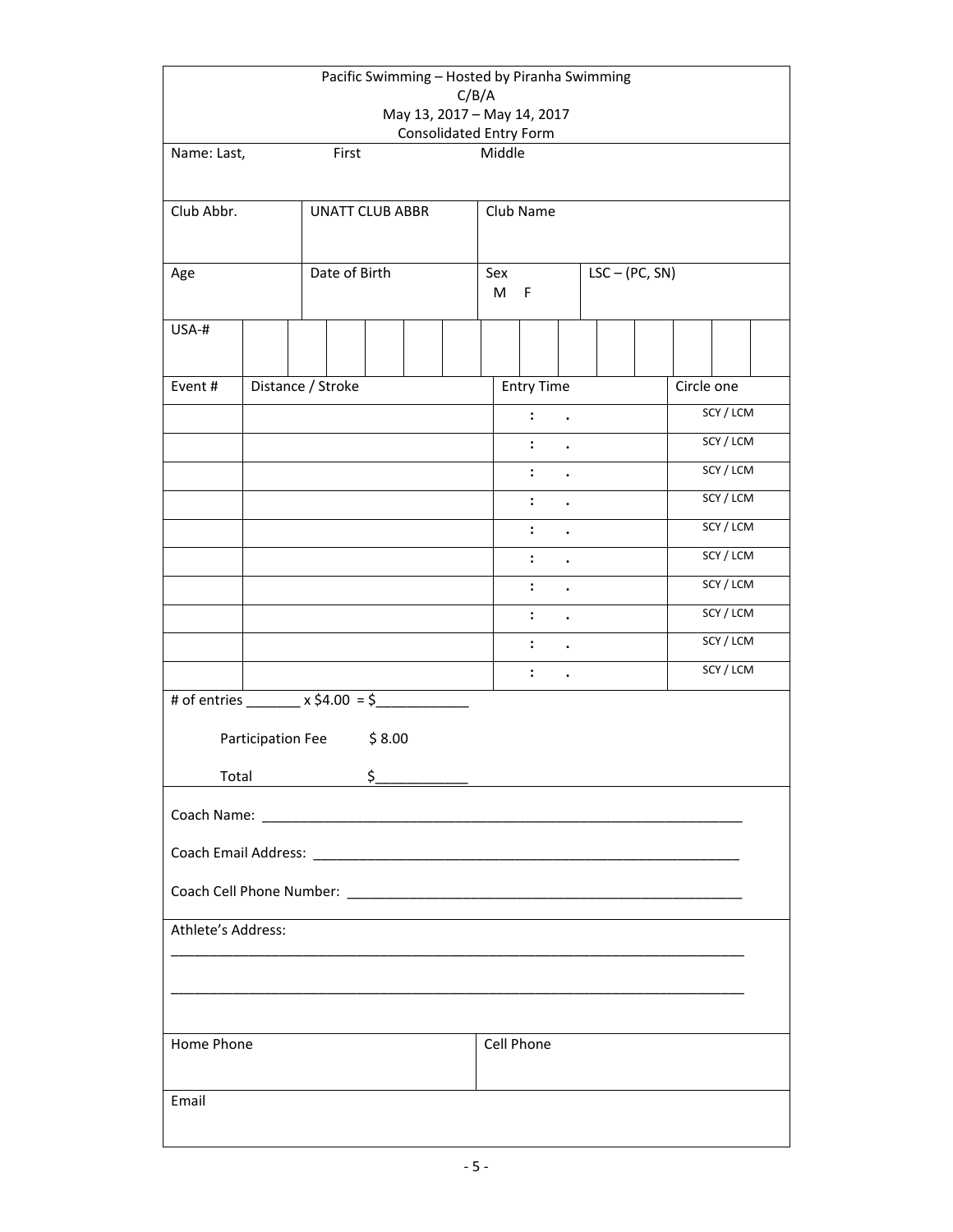Pacific Swimming – Hosted by Piranha Swimming

C/B/A

May 13, 2017 – May 14, 2017

Consolidated Entry Form

| Name: Last, | First | Middle | |
|---|---|---|---|
| | | | |
| Club Abbr. | UNATT CLUB ABBR | Club Name | |
| Age | Date of Birth | Sex M F | LSC – (PC, SN) |
| USA-# | | | |

| Event # | Distance / Stroke | Entry Time | Circle one |
|---|---|---|---|
| | | : . | SCY / LCM |
| | | : . | SCY / LCM |
| | | : . | SCY / LCM |
| | | : . | SCY / LCM |
| | | : . | SCY / LCM |
| | | : . | SCY / LCM |
| | | : . | SCY / LCM |
| | | : . | SCY / LCM |
| | | : . | SCY / LCM |
| | | : . | SCY / LCM |

# of entries _______ x $4.00 = $____________

Participation Fee $ 8.00

Total $____________

Coach Name: _______________________________________________________________

Coach Email Address: _________________________________________________________

Coach Cell Phone Number: _____________________________________________________

Athlete's Address:

_____________________________________________________________________________

_____________________________________________________________________________

| Home Phone | Cell Phone |
|---|---|
| | |

Email